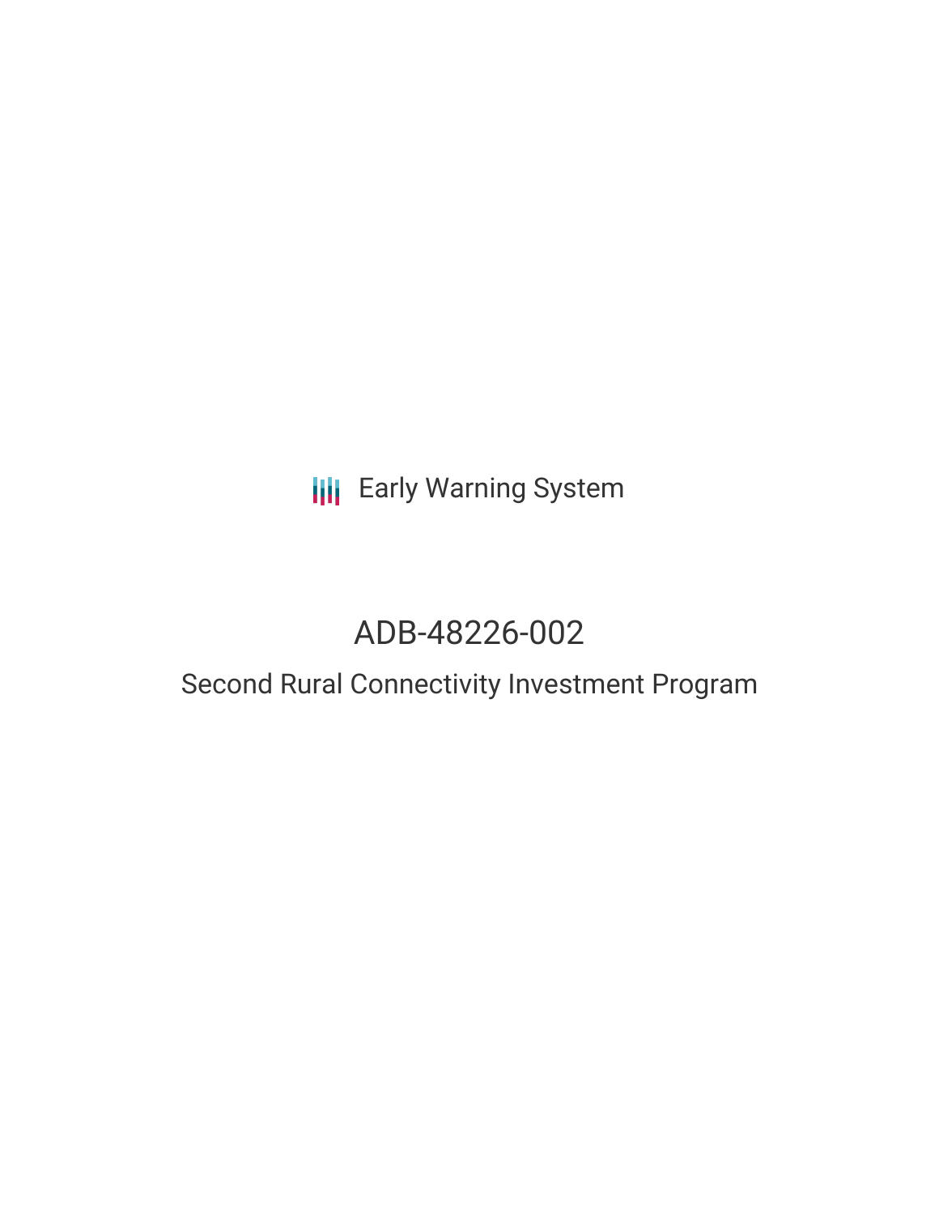Early Warning System

# ADB-48226-002

## Second Rural Connectivity Investment Program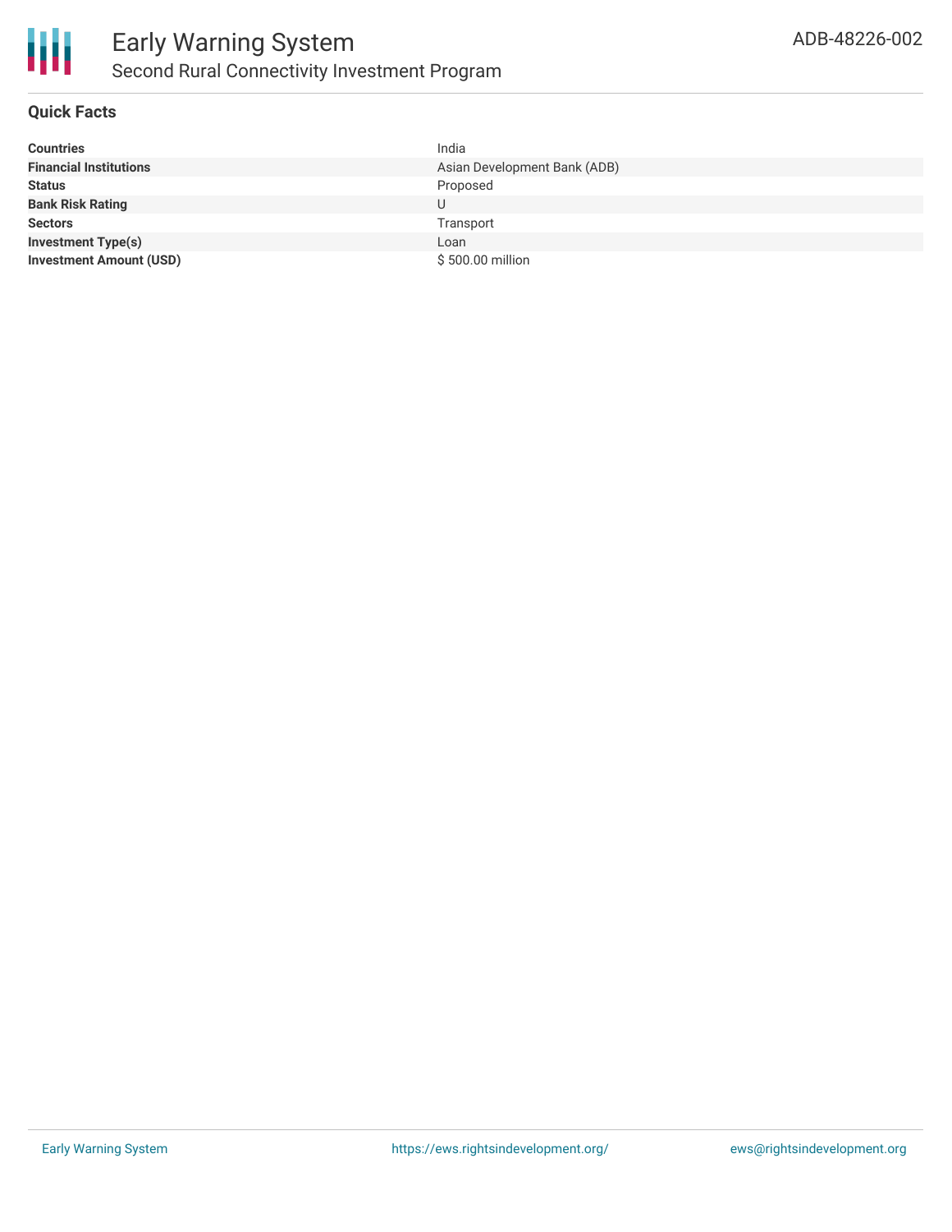## Quick Facts

| | |
|---|---|
| **Countries** | India |
| **Financial Institutions** | Asian Development Bank (ADB) |
| **Status** | Proposed |
| **Bank Risk Rating** | U |
| **Sectors** | Transport |
| **Investment Type(s)** | Loan |
| **Investment Amount (USD)** | $ 500.00 million |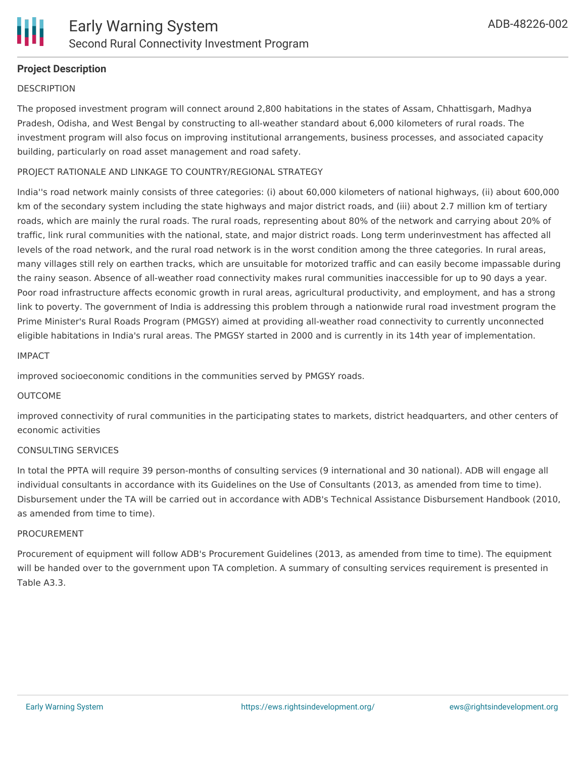**Project Description**

DESCRIPTION

The proposed investment program will connect around 2,800 habitations in the states of Assam, Chhattisgarh, Madhya Pradesh, Odisha, and West Bengal by constructing to all-weather standard about 6,000 kilometers of rural roads. The investment program will also focus on improving institutional arrangements, business processes, and associated capacity building, particularly on road asset management and road safety.

PROJECT RATIONALE AND LINKAGE TO COUNTRY/REGIONAL STRATEGY

India''s road network mainly consists of three categories: (i) about 60,000 kilometers of national highways, (ii) about 600,000 km of the secondary system including the state highways and major district roads, and (iii) about 2.7 million km of tertiary roads, which are mainly the rural roads. The rural roads, representing about 80% of the network and carrying about 20% of traffic, link rural communities with the national, state, and major district roads. Long term underinvestment has affected all levels of the road network, and the rural road network is in the worst condition among the three categories. In rural areas, many villages still rely on earthen tracks, which are unsuitable for motorized traffic and can easily become impassable during the rainy season. Absence of all-weather road connectivity makes rural communities inaccessible for up to 90 days a year. Poor road infrastructure affects economic growth in rural areas, agricultural productivity, and employment, and has a strong link to poverty. The government of India is addressing this problem through a nationwide rural road investment program the Prime Minister's Rural Roads Program (PMGSY) aimed at providing all-weather road connectivity to currently unconnected eligible habitations in India's rural areas. The PMGSY started in 2000 and is currently in its 14th year of implementation.

IMPACT

improved socioeconomic conditions in the communities served by PMGSY roads.

OUTCOME

improved connectivity of rural communities in the participating states to markets, district headquarters, and other centers of economic activities

CONSULTING SERVICES

In total the PPTA will require 39 person-months of consulting services (9 international and 30 national). ADB will engage all individual consultants in accordance with its Guidelines on the Use of Consultants (2013, as amended from time to time). Disbursement under the TA will be carried out in accordance with ADB's Technical Assistance Disbursement Handbook (2010, as amended from time to time).

PROCUREMENT

Procurement of equipment will follow ADB's Procurement Guidelines (2013, as amended from time to time). The equipment will be handed over to the government upon TA completion. A summary of consulting services requirement is presented in Table A3.3.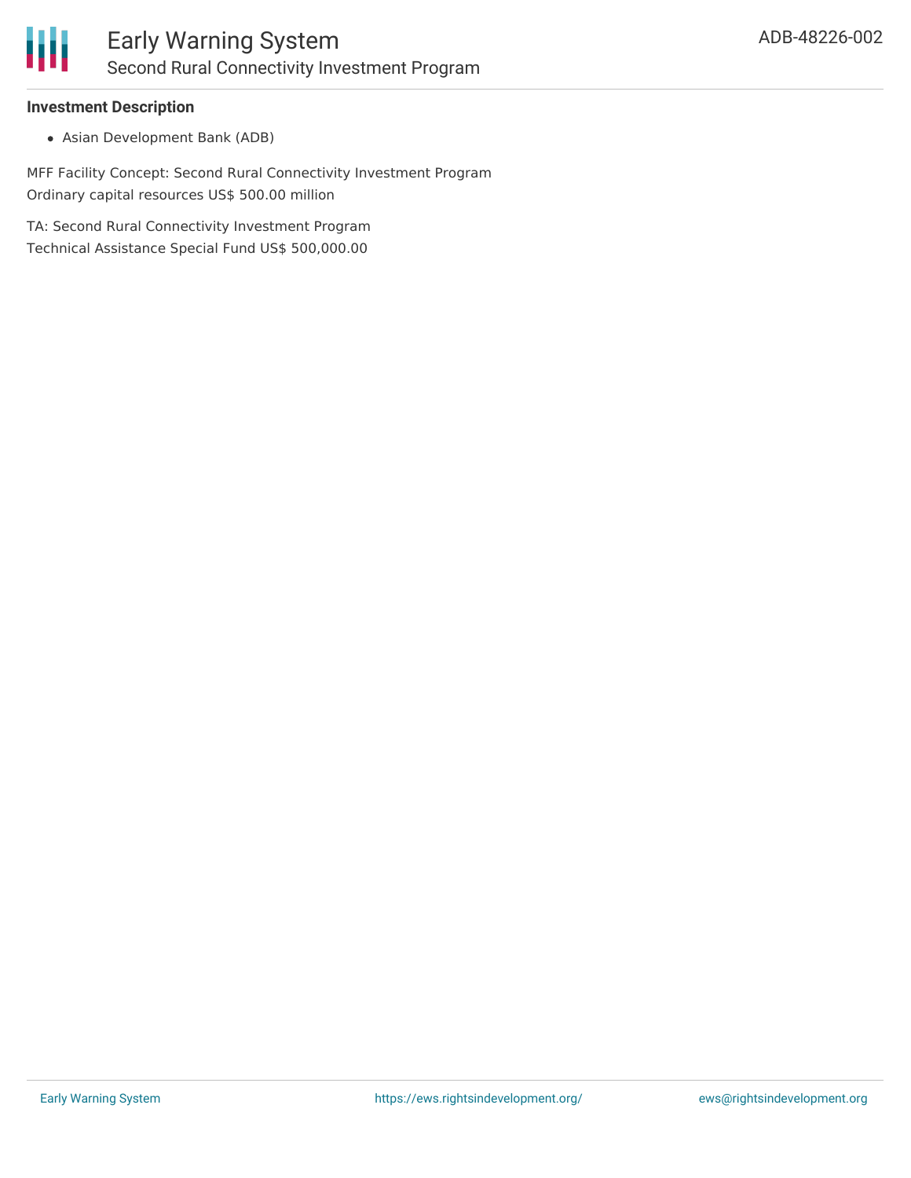**Investment Description**

- Asian Development Bank (ADB)

MFF Facility Concept: Second Rural Connectivity Investment Program
Ordinary capital resources US$ 500.00 million

TA: Second Rural Connectivity Investment Program
Technical Assistance Special Fund US$ 500,000.00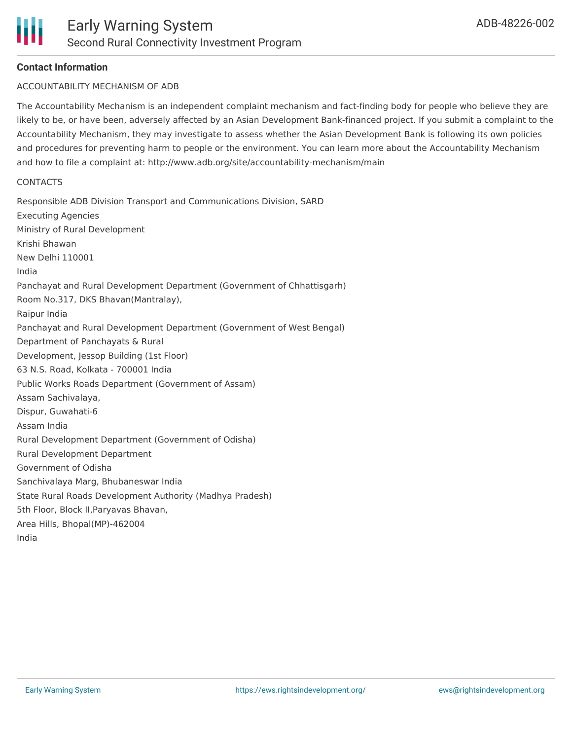## Contact Information

ACCOUNTABILITY MECHANISM OF ADB

The Accountability Mechanism is an independent complaint mechanism and fact-finding body for people who believe they are likely to be, or have been, adversely affected by an Asian Development Bank-financed project. If you submit a complaint to the Accountability Mechanism, they may investigate to assess whether the Asian Development Bank is following its own policies and procedures for preventing harm to people or the environment. You can learn more about the Accountability Mechanism and how to file a complaint at: http://www.adb.org/site/accountability-mechanism/main

CONTACTS

Responsible ADB Division Transport and Communications Division, SARD
Executing Agencies
Ministry of Rural Development
Krishi Bhawan
New Delhi 110001
India
Panchayat and Rural Development Department (Government of Chhattisgarh)
Room No.317, DKS Bhavan(Mantralay),
Raipur India
Panchayat and Rural Development Department (Government of West Bengal)
Department of Panchayats & Rural
Development, Jessop Building (1st Floor)
63 N.S. Road, Kolkata - 700001 India
Public Works Roads Department (Government of Assam)
Assam Sachivalaya,
Dispur, Guwahati-6
Assam India
Rural Development Department (Government of Odisha)
Rural Development Department
Government of Odisha
Sanchivalaya Marg, Bhubaneswar India
State Rural Roads Development Authority (Madhya Pradesh)
5th Floor, Block II,Paryavas Bhavan,
Area Hills, Bhopal(MP)-462004
India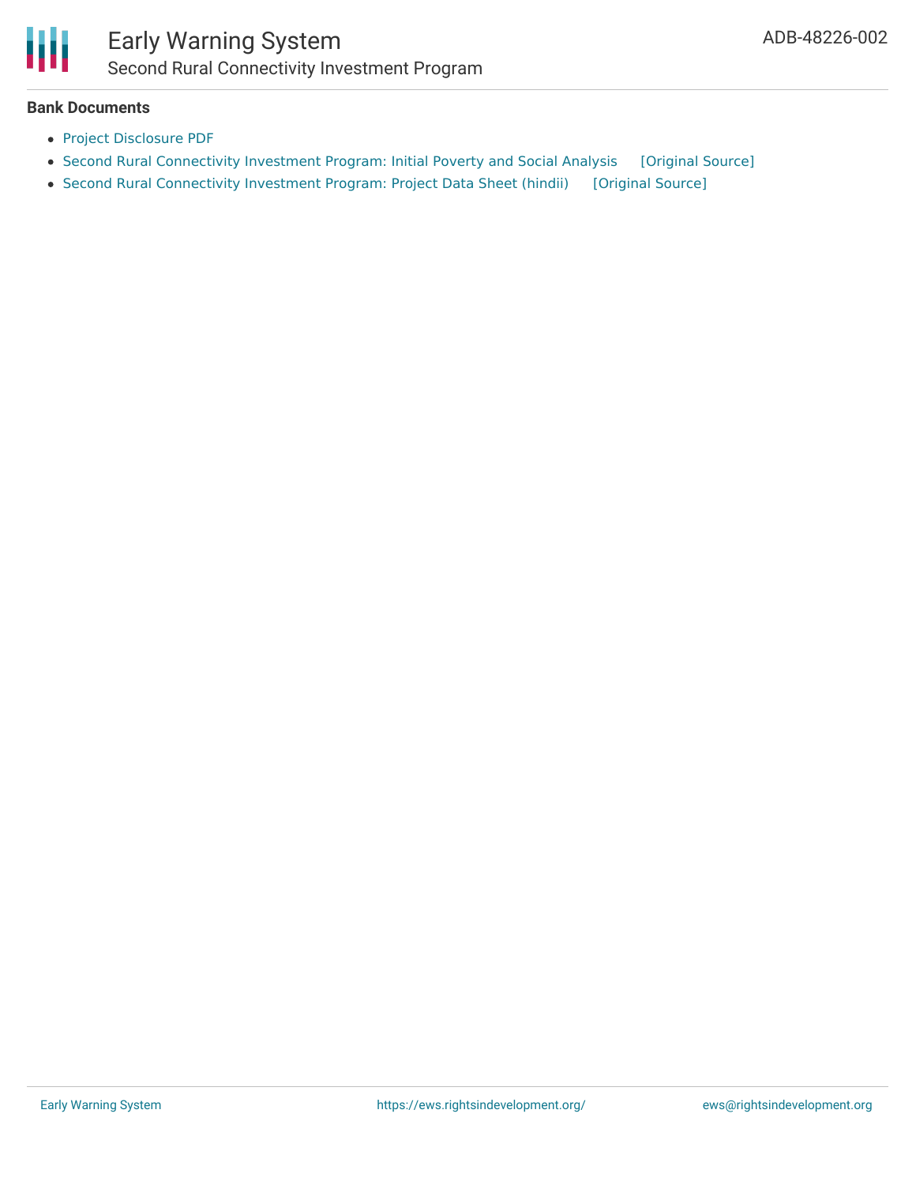## Bank Documents

- Project Disclosure PDF
- Second Rural Connectivity Investment Program: Initial Poverty and Social Analysis [Original Source]
- Second Rural Connectivity Investment Program: Project Data Sheet (hindii) [Original Source]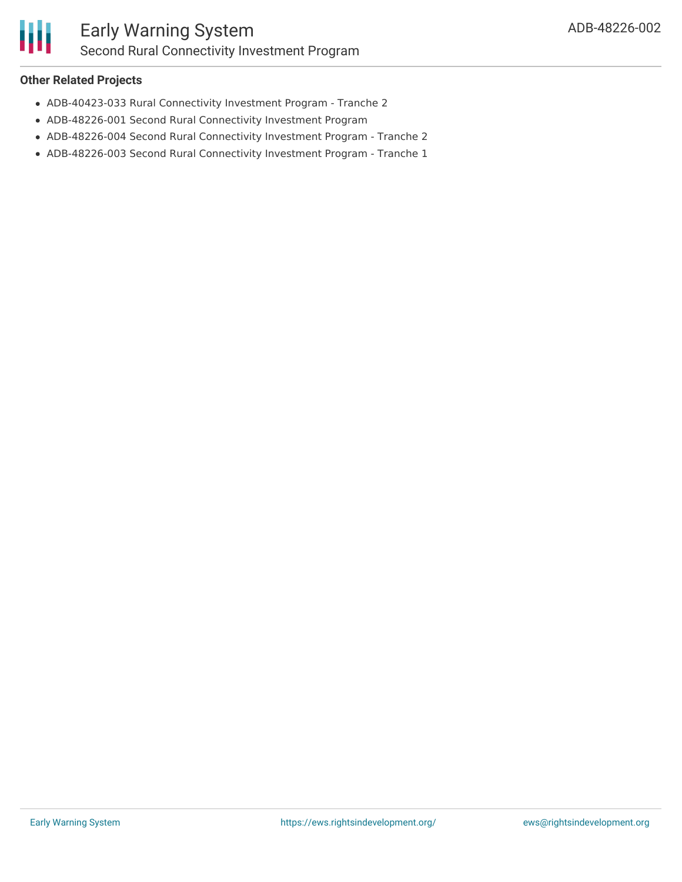### Other Related Projects

- ADB-40423-033 Rural Connectivity Investment Program - Tranche 2
- ADB-48226-001 Second Rural Connectivity Investment Program
- ADB-48226-004 Second Rural Connectivity Investment Program - Tranche 2
- ADB-48226-003 Second Rural Connectivity Investment Program - Tranche 1